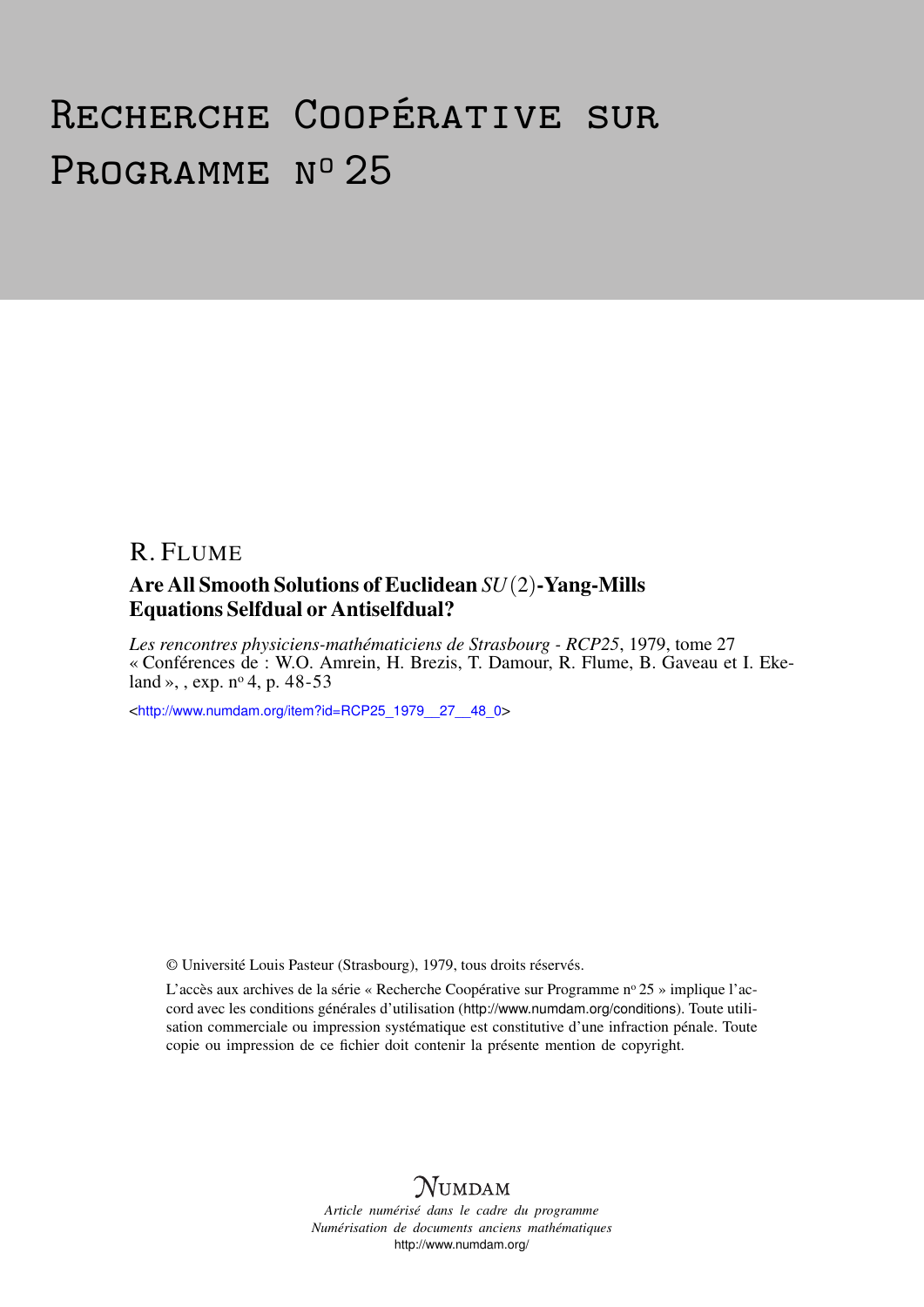# Recherche Coopérative sur Programme n° 25

R. Flume

## Are All Smooth Solutions of Euclidean $SU(2)$-Yang-Mills Equations Selfdual or Antiselfdual?

*Les rencontres physiciens-mathématiciens de Strasbourg - RCP25*, 1979, tome 27 « Conférences de : W.O. Amrein, H. Brezis, T. Damour, R. Flume, B. Gaveau et I. Ekeland », , exp. n° 4, p. 48-53

<http://www.numdam.org/item?id=RCP25_1979__27__48_0>

© Université Louis Pasteur (Strasbourg), 1979, tous droits réservés.

L'accès aux archives de la série « Recherche Coopérative sur Programme n° 25 » implique l'accord avec les conditions générales d'utilisation (http://www.numdam.org/conditions). Toute utilisation commerciale ou impression systématique est constitutive d'une infraction pénale. Toute copie ou impression de ce fichier doit contenir la présente mention de copyright.

NUMDAM

*Article numérisé dans le cadre du programme Numérisation de documents anciens mathématiques*
http://www.numdam.org/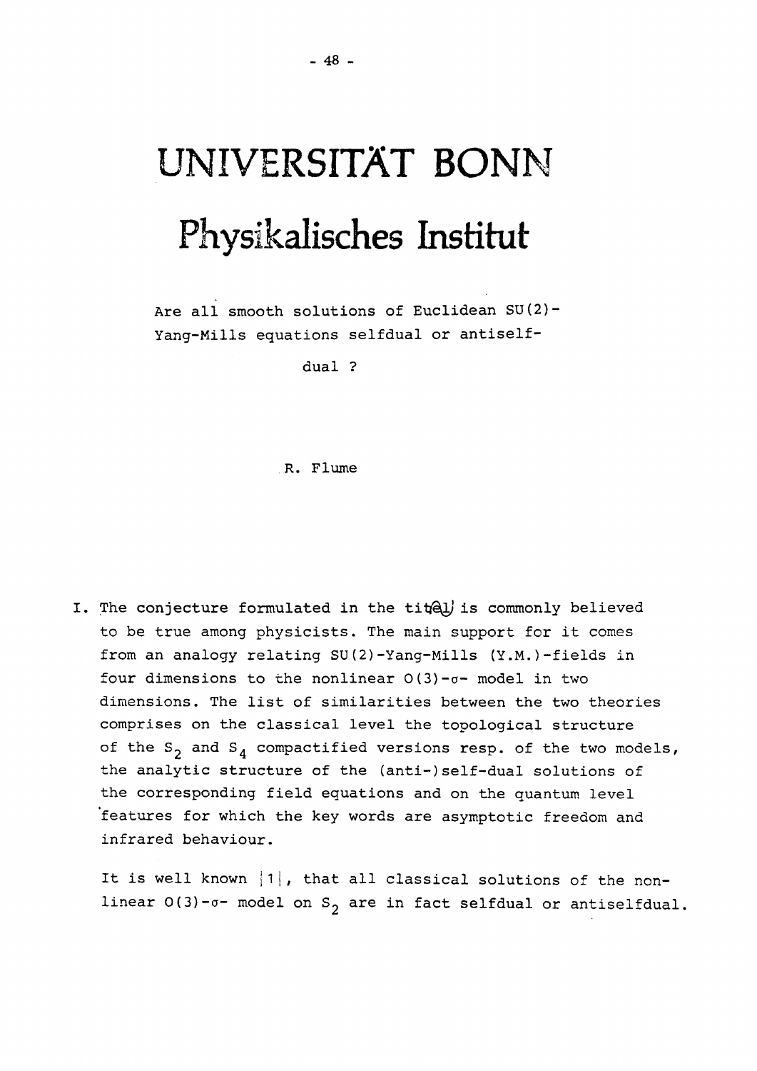# UNIVERSITÄT BONN

# Physikalisches Institut

Are all smooth solutions of Euclidean SU(2)-Yang-Mills equations selfdual or antiselfdual ?

R. Flume

I. The conjecture formulated in the title is commonly believed to be true among physicists. The main support for it comes from an analogy relating SU(2)-Yang-Mills (Y.M.)-fields in four dimensions to the nonlinear O(3)-$\sigma$- model in two dimensions. The list of similarities between the two theories comprises on the classical level the topological structure of the $S_2$ and $S_4$ compactified versions resp. of the two models, the analytic structure of the (anti-)self-dual solutions of the corresponding field equations and on the quantum level features for which the key words are asymptotic freedom and infrared behaviour.

It is well known |1|, that all classical solutions of the non-linear O(3)-$\sigma$- model on $S_2$ are in fact selfdual or antiselfdual.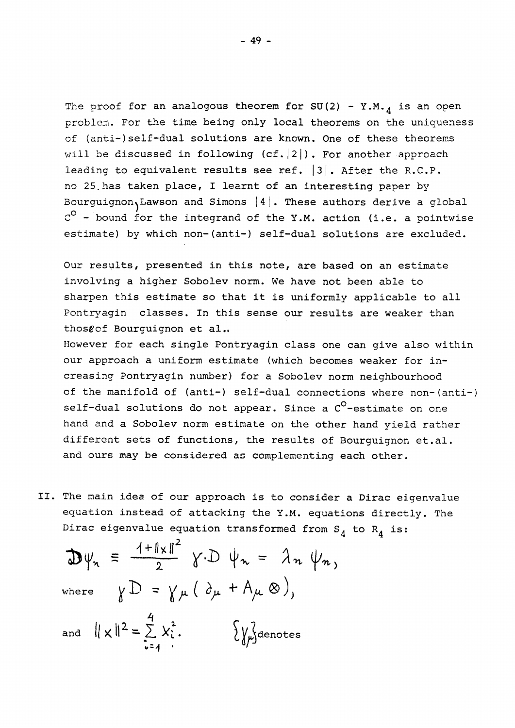The proof for an analogous theorem for SU(2) - Y.M.$_4$ is an open problem. For the time being only local theorems on the uniqueness of (anti-)self-dual solutions are known. One of these theorems will be discussed in following (cf. |2|). For another approach leading to equivalent results see ref. |3|. After the R.C.P. no 25 has taken place, I learnt of an interesting paper by Bourguignon, Lawson and Simons |4|. These authors derive a global $C^0$ - bound for the integrand of the Y.M. action (i.e. a pointwise estimate) by which non-(anti-) self-dual solutions are excluded.

Our results, presented in this note, are based on an estimate involving a higher Sobolev norm. We have not been able to sharpen this estimate so that it is uniformly applicable to all Pontryagin classes. In this sense our results are weaker than those of Bourguignon et al..
However for each single Pontryagin class one can give also within our approach a uniform estimate (which becomes weaker for increasing Pontryagin number) for a Sobolev norm neighbourhood of the manifold of (anti-) self-dual connections where non-(anti-) self-dual solutions do not appear. Since a $C^0$-estimate on one hand and a Sobolev norm estimate on the other hand yield rather different sets of functions, the results of Bourguignon et.al. and ours may be considered as complementing each other.

II. The main idea of our approach is to consider a Dirac eigenvalue equation instead of attacking the Y.M. equations directly. The Dirac eigenvalue equation transformed from $S_4$ to $R_4$ is:

$$\mathcal{D}\psi_n \equiv \frac{1+\|x\|^2}{2}\, \gamma\cdot D\, \psi_n = \lambda_n \psi_n,$$

where $\gamma D = \gamma_\mu ( \partial_\mu + A_\mu \otimes )$,

and $\|x\|^2 = \sum_{i=1}^{4} x_i^2$. $\{\gamma_\mu\}$ denotes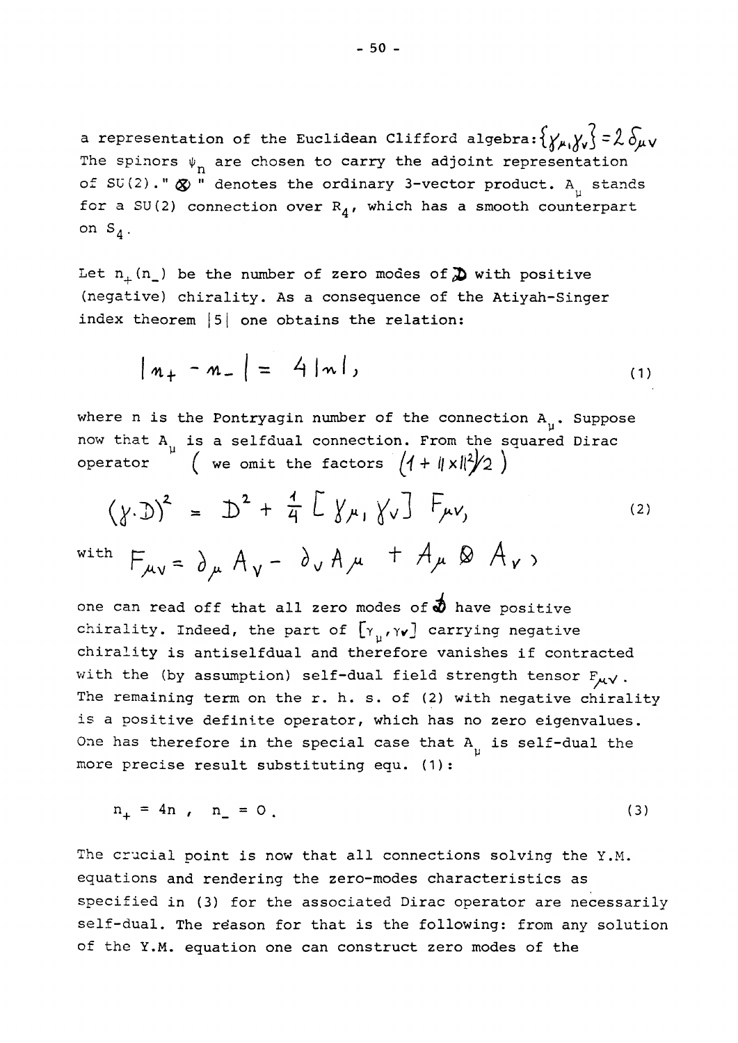a representation of the Euclidean Clifford algebra: $\{\gamma_\mu, \gamma_\nu\} = 2\,\delta_{\mu\nu}$. The spinors $\psi_n$ are chosen to carry the adjoint representation of SU(2). " $\otimes$ " denotes the ordinary 3-vector product. $A_\mu$ stands for a SU(2) connection over $R_4$, which has a smooth counterpart on $S_4$.

Let $n_+ (n_-)$ be the number of zero modes of $\not{D}$ with positive (negative) chirality. As a consequence of the Atiyah-Singer index theorem |5| one obtains the relation:

$$|n_+ - n_-| = 4|n|, \tag{1}$$

where n is the Pontryagin number of the connection $A_\mu$. Suppose now that $A_\mu$ is a selfdual connection. From the squared Dirac operator ( we omit the factors $(1 + \|x\|^2/2)$ )

$$(\gamma \cdot D)^2 = D^2 + \frac{1}{4}\left[\gamma_\mu, \gamma_\nu\right] F_{\mu\nu}, \tag{2}$$

with $F_{\mu\nu} = \partial_\mu A_\nu - \partial_\nu A_\mu + A_\mu \otimes A_\nu$,

one can read off that all zero modes of $\not{D}$ have positive chirality. Indeed, the part of $[\gamma_\mu, \gamma_\nu]$ carrying negative chirality is antiselfdual and therefore vanishes if contracted with the (by assumption) self-dual field strength tensor $F_{\mu\nu}$. The remaining term on the r. h. s. of (2) with negative chirality is a positive definite operator, which has no zero eigenvalues. One has therefore in the special case that $A_\mu$ is self-dual the more precise result substituting equ. (1):

$$n_+ = 4n\ , \quad n_- = 0\ . \tag{3}$$

The crucial point is now that all connections solving the Y.M. equations and rendering the zero-modes characteristics as specified in (3) for the associated Dirac operator are necessarily self-dual. The reason for that is the following: from any solution of the Y.M. equation one can construct zero modes of the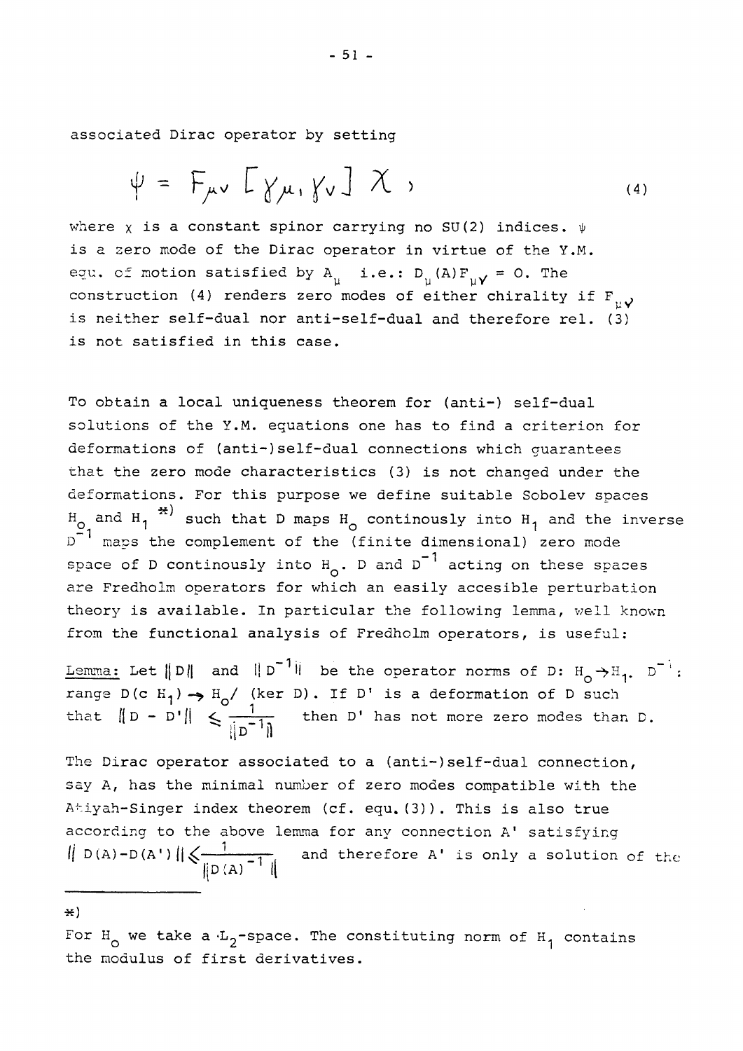associated Dirac operator by setting

$$\psi = F_{\mu\nu} [\gamma_\mu, \gamma_\nu] \chi , \tag{4}$$

where $\chi$ is a constant spinor carrying no SU(2) indices. $\psi$ is a zero mode of the Dirac operator in virtue of the Y.M. equ. of motion satisfied by $A_\mu$ i.e.: $D_\mu(A)F_{\mu\nu} = 0$. The construction (4) renders zero modes of either chirality if $F_{\mu\nu}$ is neither self-dual nor anti-self-dual and therefore rel. (3) is not satisfied in this case.

To obtain a local uniqueness theorem for (anti-) self-dual solutions of the Y.M. equations one has to find a criterion for deformations of (anti-)self-dual connections which guarantees that the zero mode characteristics (3) is not changed under the deformations. For this purpose we define suitable Sobolev spaces $H_0$ and $H_1$ *) such that D maps $H_0$ continously into $H_1$ and the inverse $D^{-1}$ maps the complement of the (finite dimensional) zero mode space of D continously into $H_0$. D and $D^{-1}$ acting on these spaces are Fredholm operators for which an easily accesible perturbation theory is available. In particular the following lemma, well known from the functional analysis of Fredholm operators, is useful:

<u>Lemma:</u> Let $\|D\|$ and $\|D^{-1}\|$ be the operator norms of $D: H_0 \to H_1$. $D^{-1}$: range $D(\subset H_1) \to H_0/(\ker D)$. If D' is a deformation of D such that $\|D - D'\| \leq \frac{1}{\|D^{-1}\|}$ then D' has not more zero modes than D.

The Dirac operator associated to a (anti-)self-dual connection, say A, has the minimal number of zero modes compatible with the Atiyah-Singer index theorem (cf. equ. (3)). This is also true according to the above lemma for any connection A' satisfying $\| D(A)-D(A') \| \leq \frac{1}{\|D(A)^{-1}\|}$ and therefore A' is only a solution of the

---

*) For $H_0$ we take a $L_2$-space. The constituting norm of $H_1$ contains the modulus of first derivatives.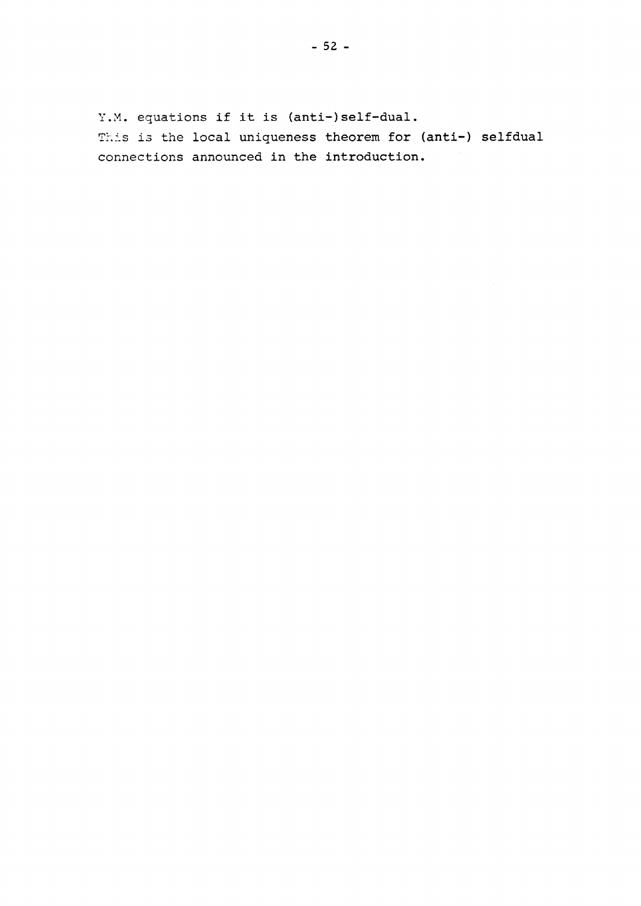Y.M. equations if it is (anti-)self-dual.
This is the local uniqueness theorem for (anti-) selfdual connections announced in the introduction.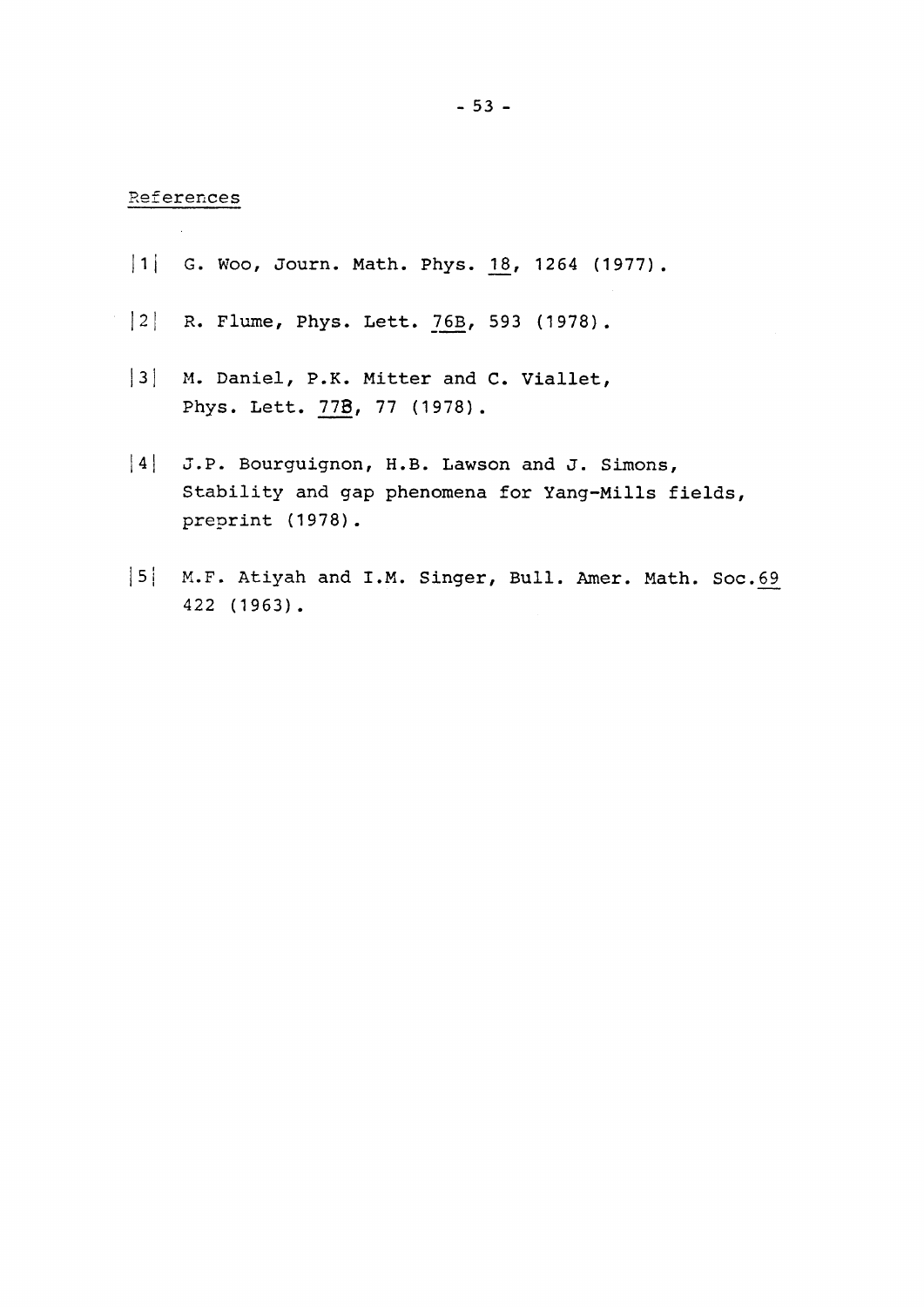## References

|1| G. Woo, Journ. Math. Phys. 18, 1264 (1977).

|2| R. Flume, Phys. Lett. 76B, 593 (1978).

|3| M. Daniel, P.K. Mitter and C. Viallet, Phys. Lett. 77B, 77 (1978).

|4| J.P. Bourguignon, H.B. Lawson and J. Simons, Stability and gap phenomena for Yang-Mills fields, preprint (1978).

|5| M.F. Atiyah and I.M. Singer, Bull. Amer. Math. Soc. 69 422 (1963).